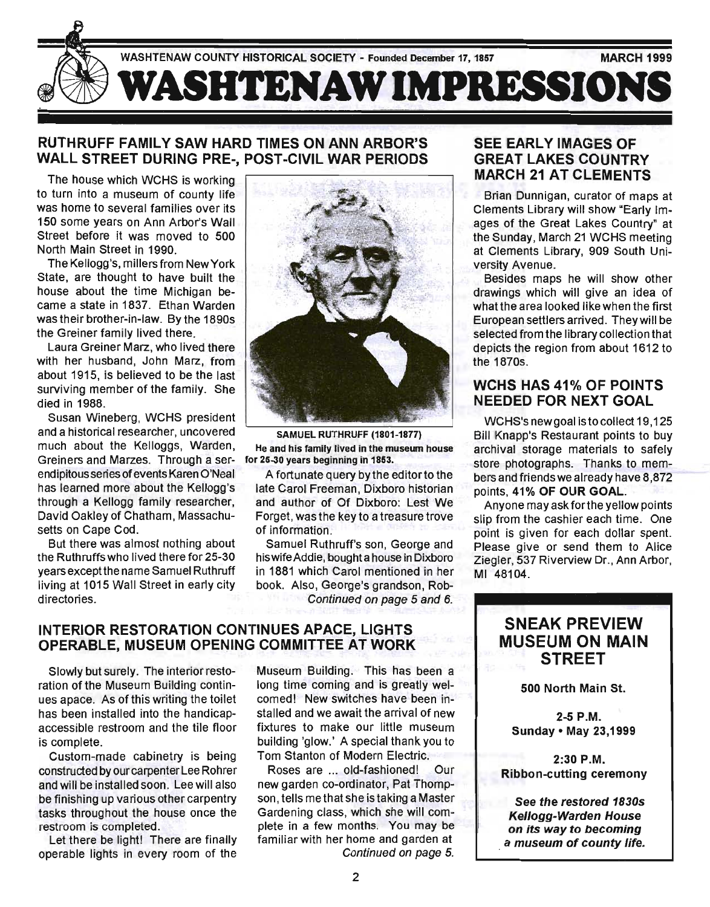WASHTENAW COUNTY HISTORICAL SOCIETY - Founded December 17, 1857 — MARCH 1999

# WASHTENAW IMPRESSIONS

## RUTHRUFF FAMILY SAW HARD TIMES ON ANN ARBOR'S WALL STREET DURING PRE-, POST-CIVIL WAR PERIODS

The house which WCHS is working to turn into a museum of county life was home to several families over its 150 some years on Ann Arbor's Wall Street before it was moved to 500 North Main Street in 1990.

The Kellogg's, millers from New York State, are thought to have built the house about the time Michigan became a state in 1837. Ethan Warden was their brother-in-law. By the 1890s the Greiner family lived there.

Laura Greiner Marz, who lived there with her husband, John Marz, from about 1915, is believed to be the last surviving member of the family. She died in 1988.

Susan Wineberg, WCHS president and a historical researcher, uncovered much about the Kelloggs, Warden, Greiners and Marzes. Through a serendipitous series of events Karen O'Neal has learned more about the Kellogg's through a Kellogg family researcher, David Oakley of Chatham, Massachusetts on Cape Cod.

But there was almost nothing about the Ruthruffs who lived there for 25-30 years except the name Samuel Ruthruff living at 1015 Wall Street in early city directories.

**SAMUEL RUTHRUFF (1801-1877)**
**He and his family lived in the museum house for 25-30 years beginning in 1853.**

A fortunate query by the editor to the late Carol Freeman, Dixboro historian and author of Of Dixboro: Lest We Forget, was the key to a treasure trove of information.

Samuel Ruthruff's son, George and his wife Addie, bought a house in Dixboro in 1881 which Carol mentioned in her book. Also, George's grandson, Rob-

*Continued on page 5 and 6.*

## INTERIOR RESTORATION CONTINUES APACE, LIGHTS OPERABLE, MUSEUM OPENING COMMITTEE AT WORK

Slowly but surely. The interior restoration of the Museum Building continues apace. As of this writing the toilet has been installed into the handicap-accessible restroom and the tile floor is complete.

Custom-made cabinetry is being constructed by our carpenter Lee Rohrer and will be installed soon. Lee will also be finishing up various other carpentry tasks throughout the house once the restroom is completed.

Let there be light! There are finally operable lights in every room of the Museum Building. This has been a long time coming and is greatly welcomed! New switches have been installed and we await the arrival of new fixtures to make our little museum building 'glow.' A special thank you to Tom Stanton of Modern Electric.

Roses are ... old-fashioned! Our new garden co-ordinator, Pat Thompson, tells me that she is taking a Master Gardening class, which she will complete in a few months. You may be familiar with her home and garden at

*Continued on page 5.*

## SEE EARLY IMAGES OF GREAT LAKES COUNTRY MARCH 21 AT CLEMENTS

Brian Dunnigan, curator of maps at Clements Library will show "Early Images of the Great Lakes Country" at the Sunday, March 21 WCHS meeting at Clements Library, 909 South University Avenue.

Besides maps he will show other drawings which will give an idea of what the area looked like when the first European settlers arrived. They will be selected from the library collection that depicts the region from about 1612 to the 1870s.

## WCHS HAS 41% OF POINTS NEEDED FOR NEXT GOAL

WCHS's new goal is to collect 19,125 Bill Knapp's Restaurant points to buy archival storage materials to safely store photographs. Thanks to members and friends we already have 8,872 points, **41% OF OUR GOAL.**

Anyone may ask for the yellow points slip from the cashier each time. One point is given for each dollar spent. Please give or send them to Alice Ziegler, 537 Riverview Dr., Ann Arbor, MI 48104.

## SNEAK PREVIEW MUSEUM ON MAIN STREET

**500 North Main St.**

**2-5 P.M.**
**Sunday • May 23,1999**

**2:30 P.M.**
**Ribbon-cutting ceremony**

***See the restored 1830s Kellogg-Warden House on its way to becoming a museum of county life.***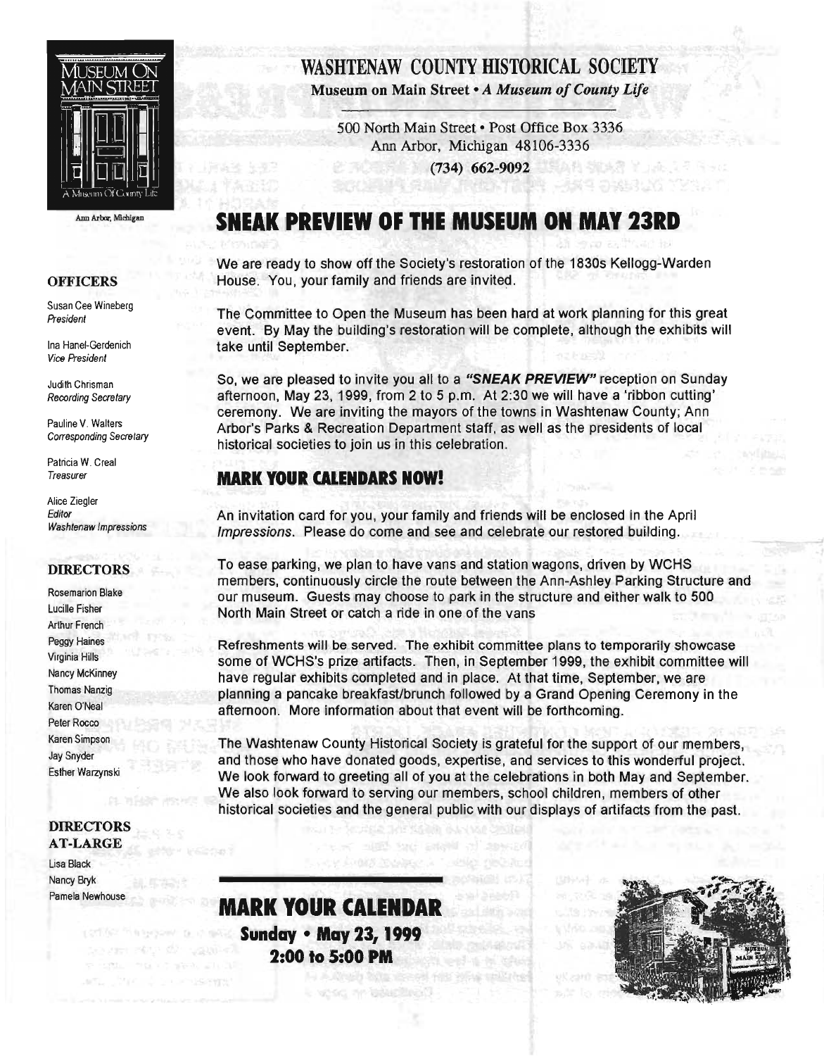# WASHTENAW COUNTY HISTORICAL SOCIETY

**Museum on Main Street • *A Museum of County Life***

500 North Main Street • Post Office Box 3336
Ann Arbor, Michigan 48106-3336
**(734) 662-9092**

MUSEUM ON MAIN STREET
A Museum Of County Life

Ann Arbor, Michigan

### OFFICERS

Susan Cee Wineberg
*President*

Ina Hanel-Gerdenich
*Vice President*

Judith Chrisman
*Recording Secretary*

Pauline V. Walters
*Corresponding Secretary*

Patricia W. Creal
*Treasurer*

Alice Ziegler
*Editor*
*Washtenaw Impressions*

### DIRECTORS

Rosemarion Blake
Lucille Fisher
Arthur French
Peggy Haines
Virginia Hills
Nancy McKinney
Thomas Nanzig
Karen O'Neal
Peter Rocco
Karen Simpson
Jay Snyder
Esther Warzynski

### DIRECTORS AT-LARGE

Lisa Black
Nancy Bryk
Pamela Newhouse

## SNEAK PREVIEW OF THE MUSEUM ON MAY 23RD

We are ready to show off the Society's restoration of the 1830s Kellogg-Warden House. You, your family and friends are invited.

The Committee to Open the Museum has been hard at work planning for this great event. By May the building's restoration will be complete, although the exhibits will take until September.

So, we are pleased to invite you all to a ***"SNEAK PREVIEW"*** reception on Sunday afternoon, May 23, 1999, from 2 to 5 p.m. At 2:30 we will have a 'ribbon cutting' ceremony. We are inviting the mayors of the towns in Washtenaw County; Ann Arbor's Parks & Recreation Department staff, as well as the presidents of local historical societies to join us in this celebration.

### MARK YOUR CALENDARS NOW!

An invitation card for you, your family and friends will be enclosed in the April *Impressions*. Please do come and see and celebrate our restored building.

To ease parking, we plan to have vans and station wagons, driven by WCHS members, continuously circle the route between the Ann-Ashley Parking Structure and our museum. Guests may choose to park in the structure and either walk to 500 North Main Street or catch a ride in one of the vans

Refreshments will be served. The exhibit committee plans to temporarily showcase some of WCHS's prize artifacts. Then, in September 1999, the exhibit committee will have regular exhibits completed and in place. At that time, September, we are planning a pancake breakfast/brunch followed by a Grand Opening Ceremony in the afternoon. More information about that event will be forthcoming.

The Washtenaw County Historical Society is grateful for the support of our members, and those who have donated goods, expertise, and services to this wonderful project. We look forward to greeting all of you at the celebrations in both May and September. We also look forward to serving our members, school children, members of other historical societies and the general public with our displays of artifacts from the past.

## MARK YOUR CALENDAR

**Sunday • May 23, 1999**
**2:00 to 5:00 PM**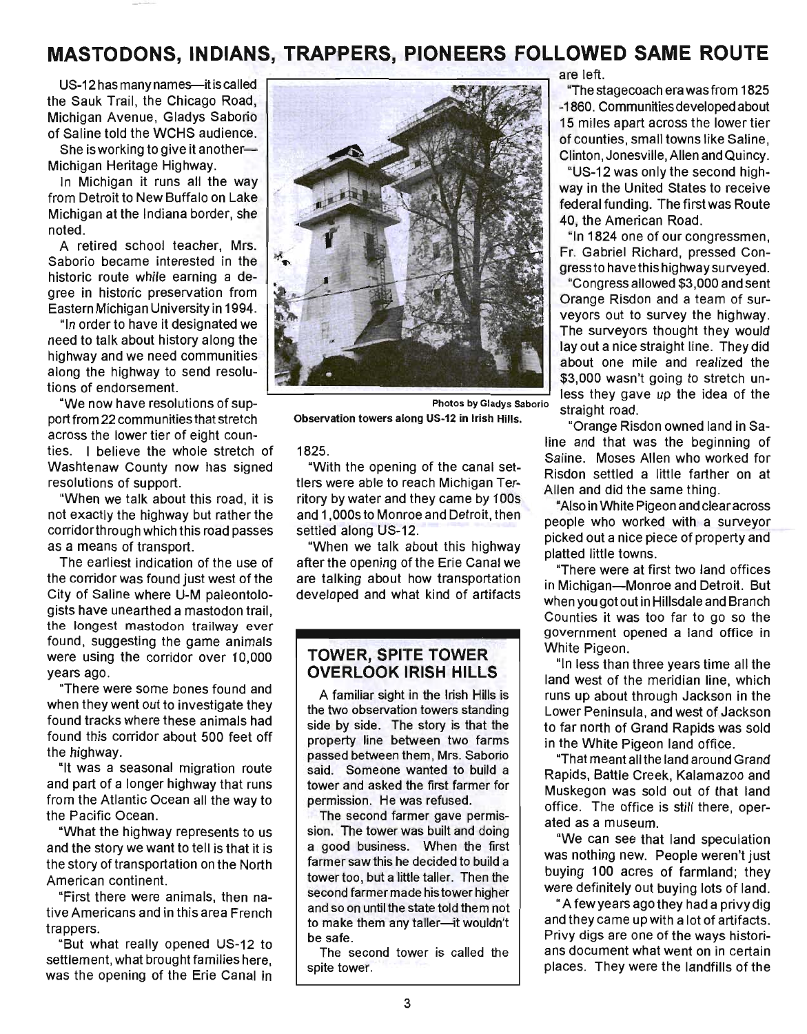# MASTODONS, INDIANS, TRAPPERS, PIONEERS FOLLOWED SAME ROUTE

US-12 has many names—it is called the Sauk Trail, the Chicago Road, Michigan Avenue, Gladys Saborio of Saline told the WCHS audience.

She is working to give it another—Michigan Heritage Highway.

In Michigan it runs all the way from Detroit to New Buffalo on Lake Michigan at the Indiana border, she noted.

A retired school teacher, Mrs. Saborio became interested in the historic route while earning a degree in historic preservation from Eastern Michigan University in 1994.

"In order to have it designated we need to talk about history along the highway and we need communities along the highway to send resolutions of endorsement.

"We now have resolutions of support from 22 communities that stretch across the lower tier of eight counties. I believe the whole stretch of Washtenaw County now has signed resolutions of support.

"When we talk about this road, it is not exactly the highway but rather the corridor through which this road passes as a means of transport.

The earliest indication of the use of the corridor was found just west of the City of Saline where U-M paleontologists have unearthed a mastodon trail, the longest mastodon trailway ever found, suggesting the game animals were using the corridor over 10,000 years ago.

"There were some bones found and when they went out to investigate they found tracks where these animals had found this corridor about 500 feet off the highway.

"It was a seasonal migration route and part of a longer highway that runs from the Atlantic Ocean all the way to the Pacific Ocean.

"What the highway represents to us and the story we want to tell is that it is the story of transportation on the North American continent.

"First there were animals, then native Americans and in this area French trappers.

"But what really opened US-12 to settlement, what brought families here, was the opening of the Erie Canal in 1825.

"With the opening of the canal settlers were able to reach Michigan Territory by water and they came by 100s and 1,000s to Monroe and Detroit, then settled along US-12.

"When we talk about this highway after the opening of the Erie Canal we are talking about how transportation developed and what kind of artifacts are left.

"The stagecoach era was from 1825-1860. Communities developed about 15 miles apart across the lower tier of counties, small towns like Saline, Clinton, Jonesville, Allen and Quincy.

"US-12 was only the second highway in the United States to receive federal funding. The first was Route 40, the American Road.

"In 1824 one of our congressmen, Fr. Gabriel Richard, pressed Congress to have this highway surveyed.

"Congress allowed $3,000 and sent Orange Risdon and a team of surveyors out to survey the highway. The surveyors thought they would lay out a nice straight line. They did about one mile and realized the $3,000 wasn't going to stretch unless they gave up the idea of the straight road.

"Orange Risdon owned land in Saline and that was the beginning of Saline. Moses Allen who worked for Risdon settled a little farther on at Allen and did the same thing.

"Also in White Pigeon and clear across people who worked with a surveyor picked out a nice piece of property and platted little towns.

"There were at first two land offices in Michigan—Monroe and Detroit. But when you got out in Hillsdale and Branch Counties it was too far to go so the government opened a land office in White Pigeon.

"In less than three years time all the land west of the meridian line, which runs up about through Jackson in the Lower Peninsula, and west of Jackson to far north of Grand Rapids was sold in the White Pigeon land office.

"That meant all the land around Grand Rapids, Battle Creek, Kalamazoo and Muskegon was sold out of that land office. The office is still there, operated as a museum.

"We can see that land speculation was nothing new. People weren't just buying 100 acres of farmland; they were definitely out buying lots of land.

"A few years ago they had a privy dig and they came up with a lot of artifacts. Privy digs are one of the ways historians document what went on in certain places. They were the landfills of the

Photos by Gladys Saborio

Observation towers along US-12 in Irish Hills.

## TOWER, SPITE TOWER OVERLOOK IRISH HILLS

A familiar sight in the Irish Hills is the two observation towers standing side by side. The story is that the property line between two farms passed between them, Mrs. Saborio said. Someone wanted to build a tower and asked the first farmer for permission. He was refused.

The second farmer gave permission. The tower was built and doing a good business. When the first farmer saw this he decided to build a tower too, but a little taller. Then the second farmer made his tower higher and so on until the state told them not to make them any taller—it wouldn't be safe.

The second tower is called the spite tower.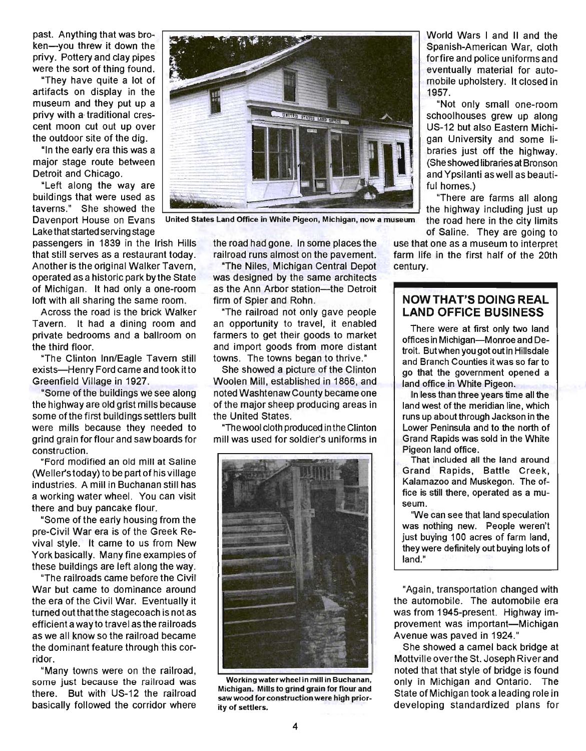past. Anything that was broken—you threw it down the privy. Pottery and clay pipes were the sort of thing found.

"They have quite a lot of artifacts on display in the museum and they put up a privy with a traditional crescent moon cut out up over the outdoor site of the dig.

"In the early era this was a major stage route between Detroit and Chicago.

"Left along the way are buildings that were used as taverns." She showed the Davenport House on Evans Lake that started serving stage passengers in 1839 in the Irish Hills that still serves as a restaurant today. Another is the original Walker Tavern, operated as a historic park by the State of Michigan. It had only a one-room loft with all sharing the same room.

Across the road is the brick Walker Tavern. It had a dining room and private bedrooms and a ballroom on the third floor.

"The Clinton Inn/Eagle Tavern still exists—Henry Ford came and took it to Greenfield Village in 1927.

"Some of the buildings we see along the highway are old grist mills because some of the first buildings settlers built were mills because they needed to grind grain for flour and saw boards for construction.

"Ford modified an old mill at Saline (Weller's today) to be part of his village industries. A mill in Buchanan still has a working water wheel. You can visit there and buy pancake flour.

"Some of the early housing from the pre-Civil War era is of the Greek Revival style. It came to us from New York basically. Many fine examples of these buildings are left along the way.

"The railroads came before the Civil War but came to dominance around the era of the Civil War. Eventually it turned out that the stagecoach is not as efficient a way to travel as the railroads as we all know so the railroad became the dominant feature through this corridor.

"Many towns were on the railroad, some just because the railroad was there. But with US-12 the railroad basically followed the corridor where the road had gone. In some places the railroad runs almost on the pavement.

"The Niles, Michigan Central Depot was designed by the same architects as the Ann Arbor station—the Detroit firm of Spier and Rohn.

"The railroad not only gave people an opportunity to travel, it enabled farmers to get their goods to market and import goods from more distant towns. The towns began to thrive."

She showed a picture of the Clinton Woolen Mill, established in 1866, and noted Washtenaw County became one of the major sheep producing areas in the United States.

"The wool cloth produced in the Clinton mill was used for soldier's uniforms in World Wars I and II and the Spanish-American War, cloth for fire and police uniforms and eventually material for automobile upholstery. It closed in 1957.

"Not only small one-room schoolhouses grew up along US-12 but also Eastern Michigan University and some libraries just off the highway. (She showed libraries at Bronson and Ypsilanti as well as beautiful homes.)

"There are farms all along the highway including just up the road here in the city limits of Saline. They are going to use that one as a museum to interpret farm life in the first half of the 20th century.

United States Land Office in White Pigeon, Michigan, now a museum

Working water wheel in mill in Buchanan, Michigan. Mills to grind grain for flour and saw wood for construction were high priority of settlers.

## NOW THAT'S DOING REAL LAND OFFICE BUSINESS

There were at first only two land offices in Michigan—Monroe and Detroit. But when you got out in Hillsdale and Branch Counties it was so far to go that the government opened a land office in White Pigeon.

In less than three years time all the land west of the meridian line, which runs up about through Jackson in the Lower Peninsula and to the north of Grand Rapids was sold in the White Pigeon land office.

That included all the land around Grand Rapids, Battle Creek, Kalamazoo and Muskegon. The office is still there, operated as a museum.

"We can see that land speculation was nothing new. People weren't just buying 100 acres of farm land, they were definitely out buying lots of land."

"Again, transportation changed with the automobile. The automobile era was from 1945-present. Highway improvement was important—Michigan Avenue was paved in 1924."

She showed a camel back bridge at Mottville over the St. Joseph River and noted that that style of bridge is found only in Michigan and Ontario. The State of Michigan took a leading role in developing standardized plans for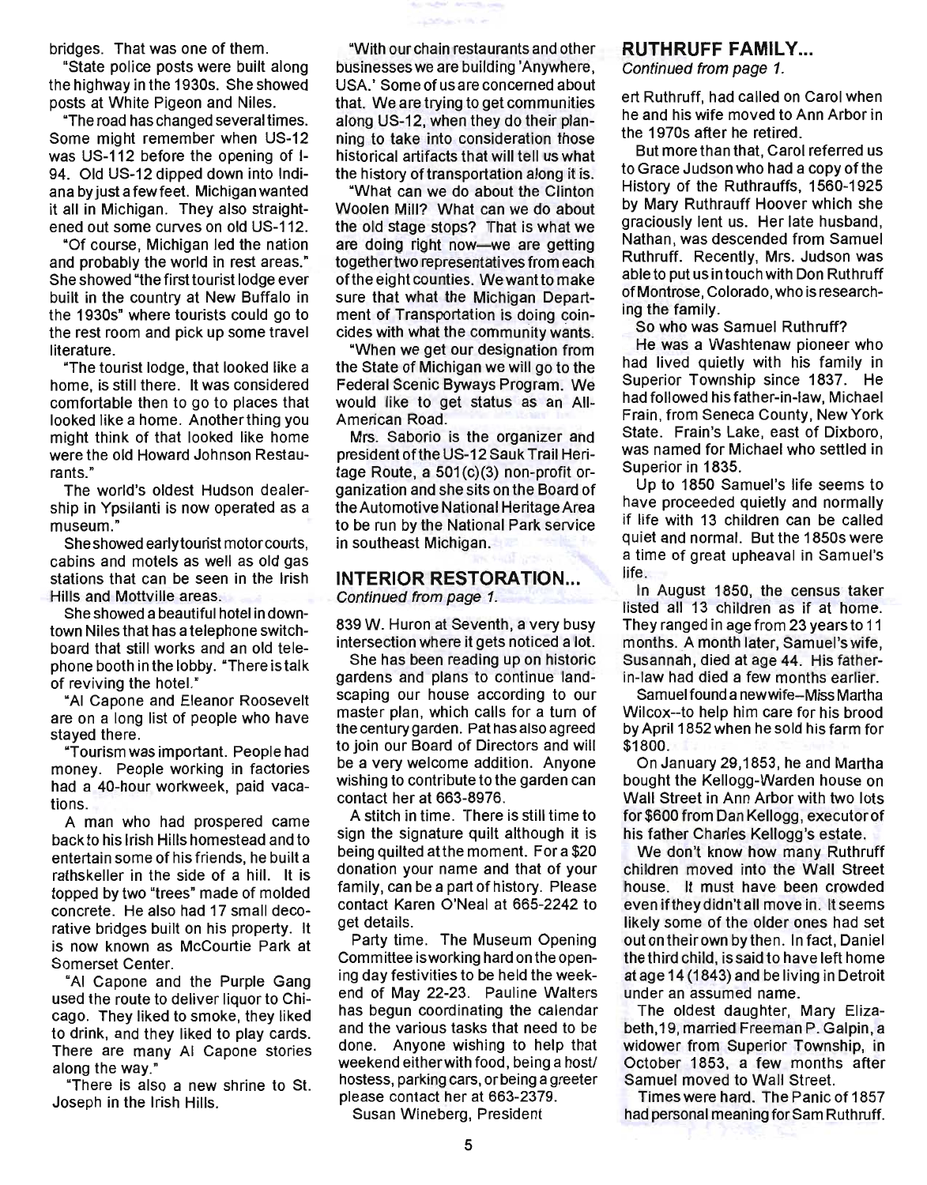bridges. That was one of them.

"State police posts were built along the highway in the 1930s. She showed posts at White Pigeon and Niles.

"The road has changed several times. Some might remember when US-12 was US-112 before the opening of I-94. Old US-12 dipped down into Indiana by just a few feet. Michigan wanted it all in Michigan. They also straightened out some curves on old US-112.

"Of course, Michigan led the nation and probably the world in rest areas." She showed "the first tourist lodge ever built in the country at New Buffalo in the 1930s" where tourists could go to the rest room and pick up some travel literature.

"The tourist lodge, that looked like a home, is still there. It was considered comfortable then to go to places that looked like a home. Another thing you might think of that looked like home were the old Howard Johnson Restaurants."

The world's oldest Hudson dealership in Ypsilanti is now operated as a museum."

She showed early tourist motor courts, cabins and motels as well as old gas stations that can be seen in the Irish Hills and Mottville areas.

She showed a beautiful hotel in downtown Niles that has a telephone switchboard that still works and an old telephone booth in the lobby. "There is talk of reviving the hotel."

"Al Capone and Eleanor Roosevelt are on a long list of people who have stayed there.

"Tourism was important. People had money. People working in factories had a 40-hour workweek, paid vacations.

A man who had prospered came back to his Irish Hills homestead and to entertain some of his friends, he built a rathskeller in the side of a hill. It is topped by two "trees" made of molded concrete. He also had 17 small decorative bridges built on his property. It is now known as McCourtie Park at Somerset Center.

"Al Capone and the Purple Gang used the route to deliver liquor to Chicago. They liked to smoke, they liked to drink, and they liked to play cards. There are many Al Capone stories along the way."

"There is also a new shrine to St. Joseph in the Irish Hills.

"With our chain restaurants and other businesses we are building 'Anywhere, USA.' Some of us are concerned about that. We are trying to get communities along US-12, when they do their planning to take into consideration those historical artifacts that will tell us what the history of transportation along it is.

"What can we do about the Clinton Woolen Mill? What can we do about the old stage stops? That is what we are doing right now—we are getting together two representatives from each of the eight counties. We want to make sure that what the Michigan Department of Transportation is doing coincides with what the community wants.

"When we get our designation from the State of Michigan we will go to the Federal Scenic Byways Program. We would like to get status as an All-American Road.

Mrs. Saborio is the organizer and president of the US-12 Sauk Trail Heritage Route, a 501(c)(3) non-profit organization and she sits on the Board of the Automotive National Heritage Area to be run by the National Park service in southeast Michigan.

## INTERIOR RESTORATION...

*Continued from page 1.*

839 W. Huron at Seventh, a very busy intersection where it gets noticed a lot.

She has been reading up on historic gardens and plans to continue landscaping our house according to our master plan, which calls for a turn of the century garden. Pat has also agreed to join our Board of Directors and will be a very welcome addition. Anyone wishing to contribute to the garden can contact her at 663-8976.

A stitch in time. There is still time to sign the signature quilt although it is being quilted at the moment. For a $20 donation your name and that of your family, can be a part of history. Please contact Karen O'Neal at 665-2242 to get details.

Party time. The Museum Opening Committee is working hard on the opening day festivities to be held the weekend of May 22-23. Pauline Walters has begun coordinating the calendar and the various tasks that need to be done. Anyone wishing to help that weekend either with food, being a host/hostess, parking cars, or being a greeter please contact her at 663-2379.

Susan Wineberg, President

## RUTHRUFF FAMILY...

*Continued from page 1.*

ert Ruthruff, had called on Carol when he and his wife moved to Ann Arbor in the 1970s after he retired.

But more than that, Carol referred us to Grace Judson who had a copy of the History of the Ruthraufts, 1560-1925 by Mary Ruthrauff Hoover which she graciously lent us. Her late husband, Nathan, was descended from Samuel Ruthruff. Recently, Mrs. Judson was able to put us in touch with Don Ruthruff of Montrose, Colorado, who is researching the family.

So who was Samuel Ruthruff?

He was a Washtenaw pioneer who had lived quietly with his family in Superior Township since 1837. He had followed his father-in-law, Michael Frain, from Seneca County, New York State. Frain's Lake, east of Dixboro, was named for Michael who settled in Superior in 1835.

Up to 1850 Samuel's life seems to have proceeded quietly and normally if life with 13 children can be called quiet and normal. But the 1850s were a time of great upheaval in Samuel's life.

In August 1850, the census taker listed all 13 children as if at home. They ranged in age from 23 years to 11 months. A month later, Samuel's wife, Susannah, died at age 44. His father-in-law had died a few months earlier.

Samuel found a new wife—Miss Martha Wilcox--to help him care for his brood by April 1852 when he sold his farm for $1800.

On January 29,1853, he and Martha bought the Kellogg-Warden house on Wall Street in Ann Arbor with two lots for $600 from Dan Kellogg, executor of his father Charles Kellogg's estate.

We don't know how many Ruthruff children moved into the Wall Street house. It must have been crowded even if they didn't all move in. It seems likely some of the older ones had set out on their own by then. In fact, Daniel the third child, is said to have left home at age 14 (1843) and be living in Detroit under an assumed name.

The oldest daughter, Mary Elizabeth, 19, married Freeman P. Galpin, a widower from Superior Township, in October 1853, a few months after Samuel moved to Wall Street.

Times were hard. The Panic of 1857 had personal meaning for Sam Ruthruff.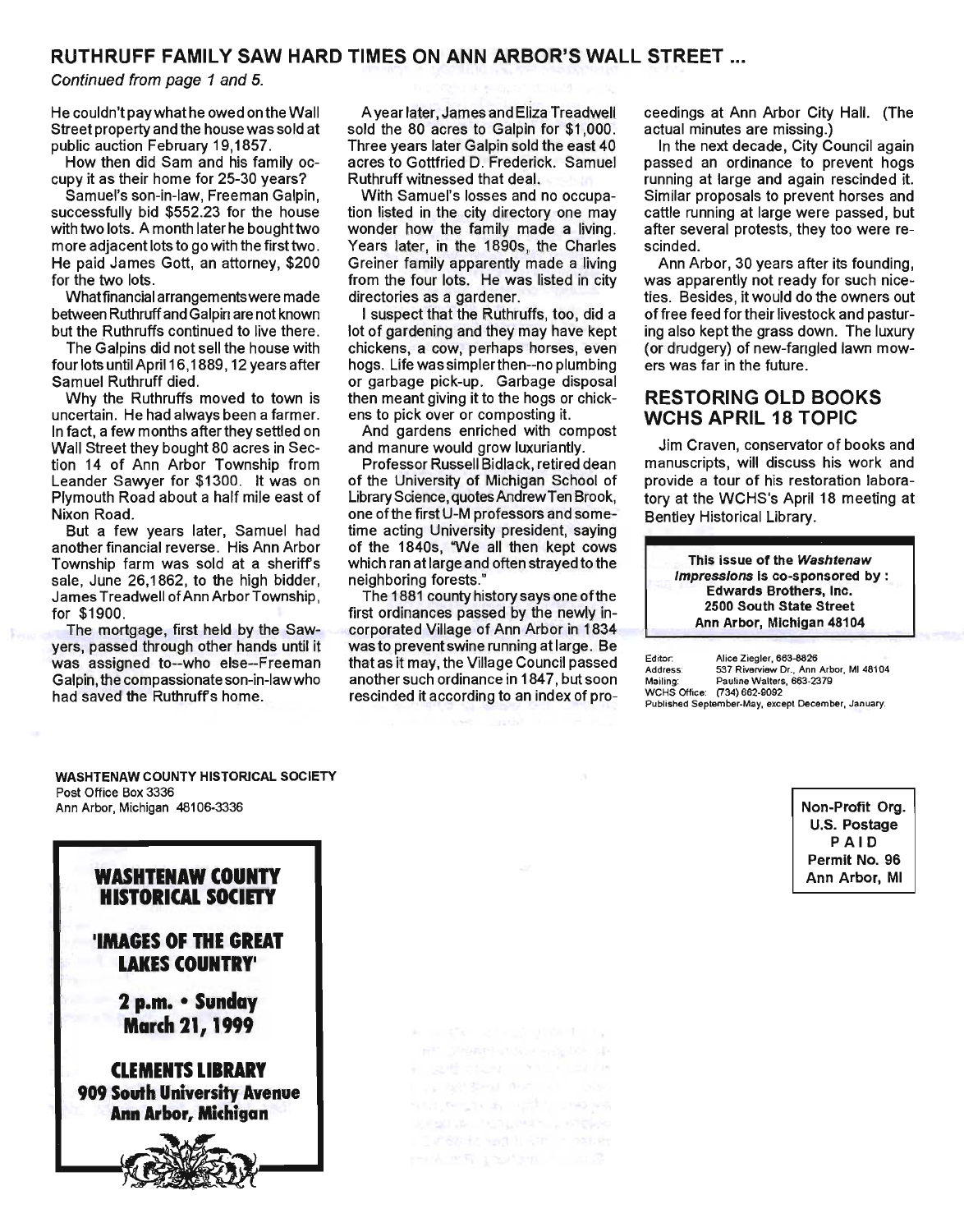## RUTHRUFF FAMILY SAW HARD TIMES ON ANN ARBOR'S WALL STREET ...

*Continued from page 1 and 5.*

He couldn't pay what he owed on the Wall Street property and the house was sold at public auction February 19,1857.

How then did Sam and his family occupy it as their home for 25-30 years?

Samuel's son-in-law, Freeman Galpin, successfully bid $552.23 for the house with two lots. A month later he bought two more adjacent lots to go with the first two. He paid James Gott, an attorney, $200 for the two lots.

What financial arrangements were made between Ruthruff and Galpin are not known but the Ruthruffs continued to live there.

The Galpins did not sell the house with four lots until April 16,1889, 12 years after Samuel Ruthruff died.

Why the Ruthruffs moved to town is uncertain. He had always been a farmer. In fact, a few months after they settled on Wall Street they bought 80 acres in Section 14 of Ann Arbor Township from Leander Sawyer for $1300. It was on Plymouth Road about a half mile east of Nixon Road.

But a few years later, Samuel had another financial reverse. His Ann Arbor Township farm was sold at a sheriff's sale, June 26,1862, to the high bidder, James Treadwell of Ann Arbor Township, for $1900.

The mortgage, first held by the Sawyers, passed through other hands until it was assigned to--who else--Freeman Galpin, the compassionate son-in-law who had saved the Ruthruff's home.

A year later, James and Eliza Treadwell sold the 80 acres to Galpin for $1,000. Three years later Galpin sold the east 40 acres to Gottfried D. Frederick. Samuel Ruthruff witnessed that deal.

With Samuel's losses and no occupation listed in the city directory one may wonder how the family made a living. Years later, in the 1890s, the Charles Greiner family apparently made a living from the four lots. He was listed in city directories as a gardener.

I suspect that the Ruthruffs, too, did a lot of gardening and they may have kept chickens, a cow, perhaps horses, even hogs. Life was simpler then--no plumbing or garbage pick-up. Garbage disposal then meant giving it to the hogs or chickens to pick over or composting it.

And gardens enriched with compost and manure would grow luxuriantly.

Professor Russell Bidlack, retired dean of the University of Michigan School of Library Science, quotes Andrew Ten Brook, one of the first U-M professors and sometime acting University president, saying of the 1840s, "We all then kept cows which ran at large and often strayed to the neighboring forests."

The 1881 county history says one of the first ordinances passed by the newly incorporated Village of Ann Arbor in 1834 was to prevent swine running at large. Be that as it may, the Village Council passed another such ordinance in 1847, but soon rescinded it according to an index of proceedings at Ann Arbor City Hall. (The actual minutes are missing.)

In the next decade, City Council again passed an ordinance to prevent hogs running at large and again rescinded it. Similar proposals to prevent horses and cattle running at large were passed, but after several protests, they too were rescinded.

Ann Arbor, 30 years after its founding, was apparently not ready for such niceties. Besides, it would do the owners out of free feed for their livestock and pasturing also kept the grass down. The luxury (or drudgery) of new-fangled lawn mowers was far in the future.

## RESTORING OLD BOOKS WCHS APRIL 18 TOPIC

Jim Craven, conservator of books and manuscripts, will discuss his work and provide a tour of his restoration laboratory at the WCHS's April 18 meeting at Bentley Historical Library.

**This issue of the *Washtenaw Impressions* is co-sponsored by :**
**Edwards Brothers, Inc.**
**2500 South State Street**
**Ann Arbor, Michigan 48104**

Editor: Alice Ziegler, 663-8826
Address: 537 Riverview Dr., Ann Arbor, MI 48104
Mailing: Pauline Walters, 663-2379
WCHS Office: (734) 662-9092
Published September-May, except December, January.

**WASHTENAW COUNTY HISTORICAL SOCIETY**
Post Office Box 3336
Ann Arbor, Michigan 48106-3336

Non-Profit Org.
U.S. Postage
PAID
Permit No. 96
Ann Arbor, MI

**WASHTENAW COUNTY HISTORICAL SOCIETY**

**'IMAGES OF THE GREAT LAKES COUNTRY'**

**2 p.m. • Sunday March 21, 1999**

**CLEMENTS LIBRARY**
**909 South University Avenue**
**Ann Arbor, Michigan**